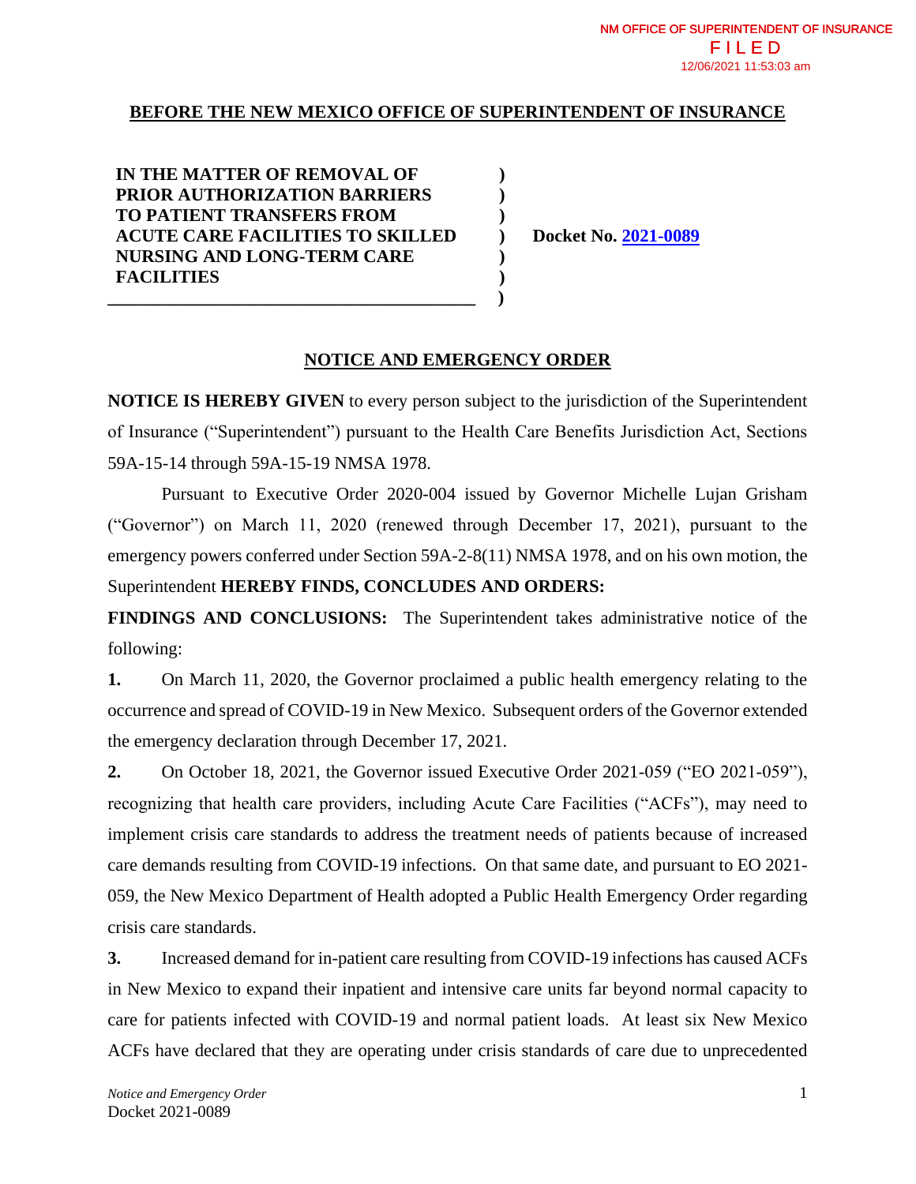NM OFFICE OF SUPERINTENDENT OF INSURANCE
FILED
12/06/2021 11:53:03 am

## BEFORE THE NEW MEXICO OFFICE OF SUPERINTENDENT OF INSURANCE

**IN THE MATTER OF REMOVAL OF PRIOR AUTHORIZATION BARRIERS TO PATIENT TRANSFERS FROM ACUTE CARE FACILITIES TO SKILLED NURSING AND LONG-TERM CARE FACILITIES**

**Docket No. 2021-0089**

## NOTICE AND EMERGENCY ORDER

**NOTICE IS HEREBY GIVEN** to every person subject to the jurisdiction of the Superintendent of Insurance ("Superintendent") pursuant to the Health Care Benefits Jurisdiction Act, Sections 59A-15-14 through 59A-15-19 NMSA 1978.

Pursuant to Executive Order 2020-004 issued by Governor Michelle Lujan Grisham ("Governor") on March 11, 2020 (renewed through December 17, 2021), pursuant to the emergency powers conferred under Section 59A-2-8(11) NMSA 1978, and on his own motion, the Superintendent **HEREBY FINDS, CONCLUDES AND ORDERS:**

**FINDINGS AND CONCLUSIONS:** The Superintendent takes administrative notice of the following:

**1.** On March 11, 2020, the Governor proclaimed a public health emergency relating to the occurrence and spread of COVID-19 in New Mexico. Subsequent orders of the Governor extended the emergency declaration through December 17, 2021.

**2.** On October 18, 2021, the Governor issued Executive Order 2021-059 ("EO 2021-059"), recognizing that health care providers, including Acute Care Facilities ("ACFs"), may need to implement crisis care standards to address the treatment needs of patients because of increased care demands resulting from COVID-19 infections. On that same date, and pursuant to EO 2021-059, the New Mexico Department of Health adopted a Public Health Emergency Order regarding crisis care standards.

**3.** Increased demand for in-patient care resulting from COVID-19 infections has caused ACFs in New Mexico to expand their inpatient and intensive care units far beyond normal capacity to care for patients infected with COVID-19 and normal patient loads. At least six New Mexico ACFs have declared that they are operating under crisis standards of care due to unprecedented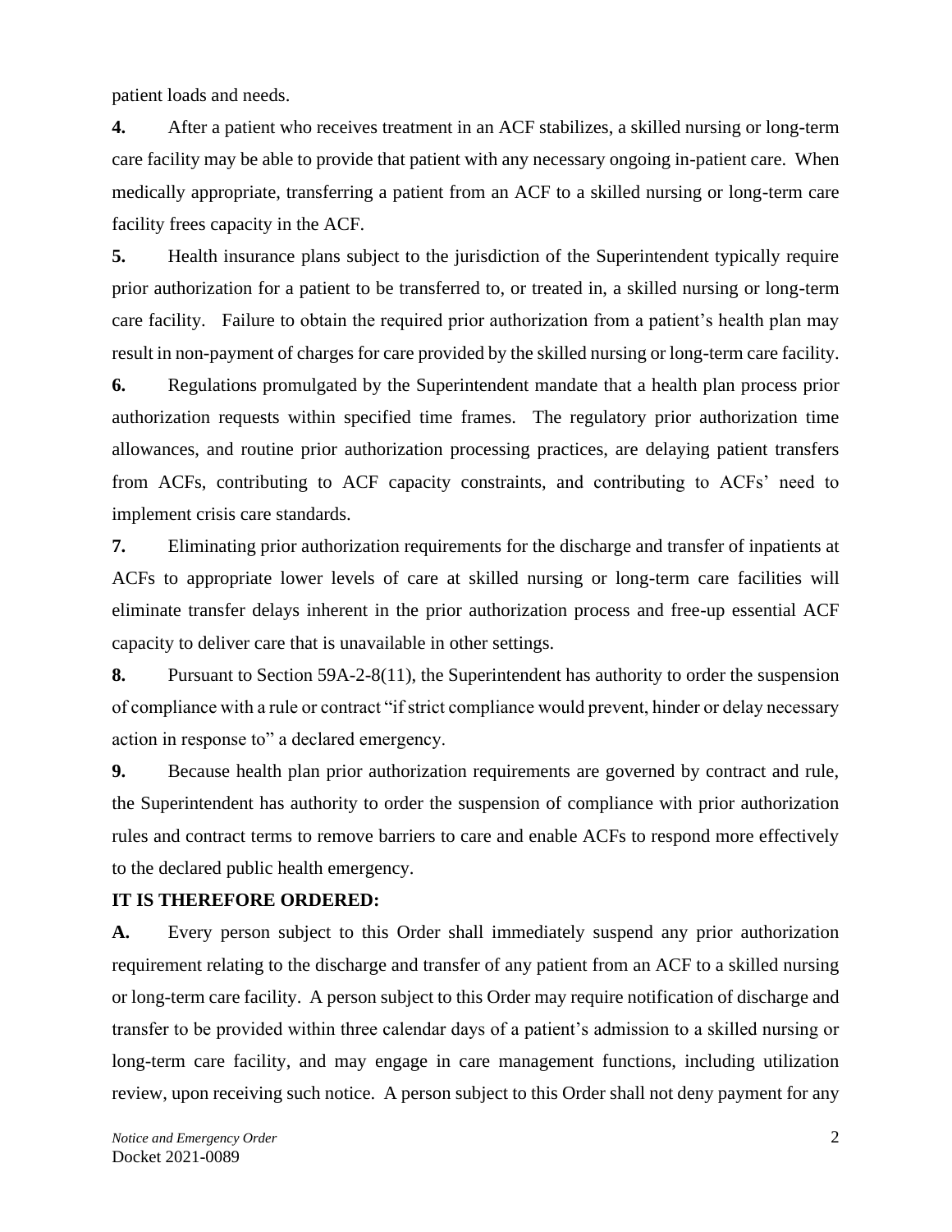patient loads and needs.

**4.** After a patient who receives treatment in an ACF stabilizes, a skilled nursing or long-term care facility may be able to provide that patient with any necessary ongoing in-patient care. When medically appropriate, transferring a patient from an ACF to a skilled nursing or long-term care facility frees capacity in the ACF.

**5.** Health insurance plans subject to the jurisdiction of the Superintendent typically require prior authorization for a patient to be transferred to, or treated in, a skilled nursing or long-term care facility. Failure to obtain the required prior authorization from a patient's health plan may result in non-payment of charges for care provided by the skilled nursing or long-term care facility.

**6.** Regulations promulgated by the Superintendent mandate that a health plan process prior authorization requests within specified time frames. The regulatory prior authorization time allowances, and routine prior authorization processing practices, are delaying patient transfers from ACFs, contributing to ACF capacity constraints, and contributing to ACFs' need to implement crisis care standards.

**7.** Eliminating prior authorization requirements for the discharge and transfer of inpatients at ACFs to appropriate lower levels of care at skilled nursing or long-term care facilities will eliminate transfer delays inherent in the prior authorization process and free-up essential ACF capacity to deliver care that is unavailable in other settings.

**8.** Pursuant to Section 59A-2-8(11), the Superintendent has authority to order the suspension of compliance with a rule or contract "if strict compliance would prevent, hinder or delay necessary action in response to" a declared emergency.

**9.** Because health plan prior authorization requirements are governed by contract and rule, the Superintendent has authority to order the suspension of compliance with prior authorization rules and contract terms to remove barriers to care and enable ACFs to respond more effectively to the declared public health emergency.

**IT IS THEREFORE ORDERED:**

**A.** Every person subject to this Order shall immediately suspend any prior authorization requirement relating to the discharge and transfer of any patient from an ACF to a skilled nursing or long-term care facility. A person subject to this Order may require notification of discharge and transfer to be provided within three calendar days of a patient's admission to a skilled nursing or long-term care facility, and may engage in care management functions, including utilization review, upon receiving such notice. A person subject to this Order shall not deny payment for any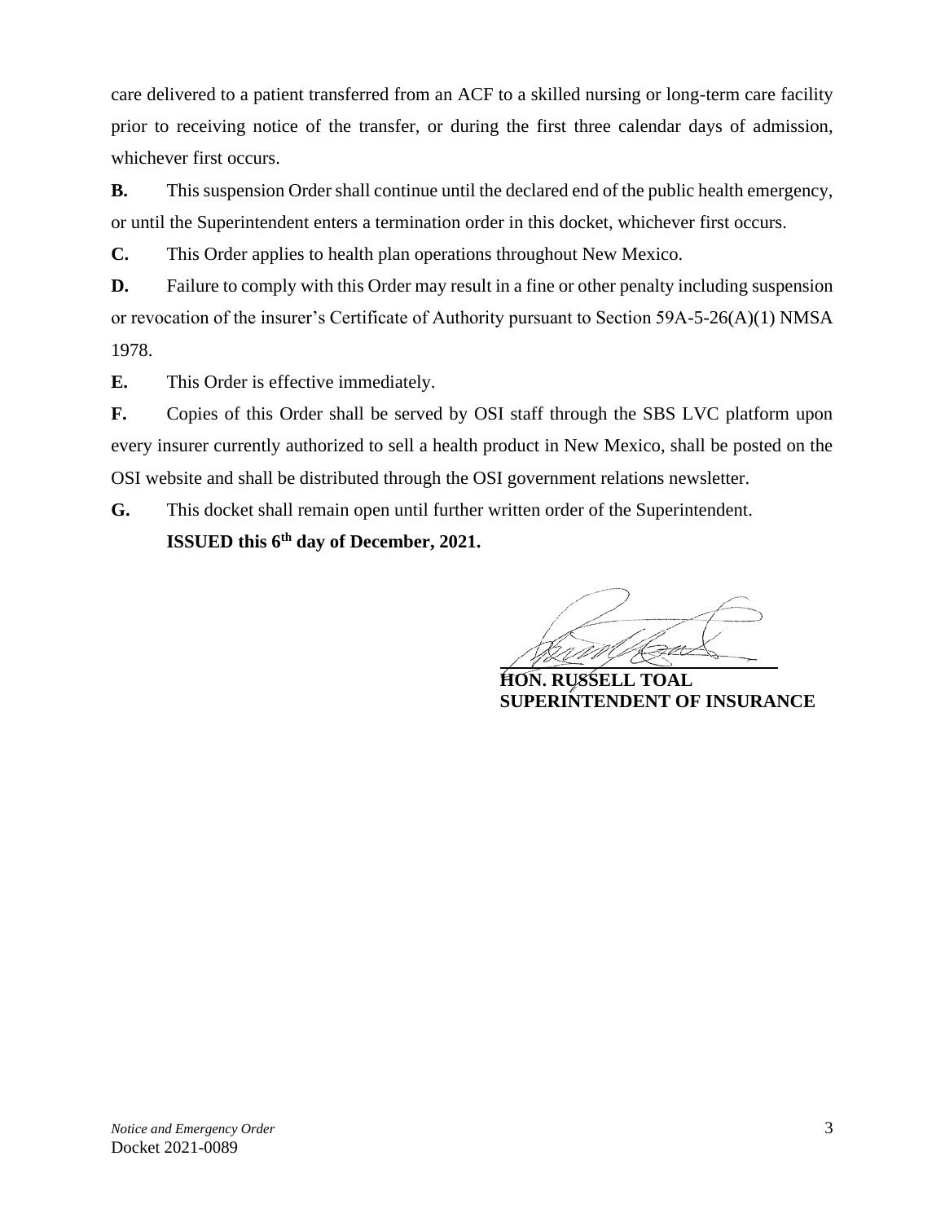care delivered to a patient transferred from an ACF to a skilled nursing or long-term care facility prior to receiving notice of the transfer, or during the first three calendar days of admission, whichever first occurs.

**B.** This suspension Order shall continue until the declared end of the public health emergency, or until the Superintendent enters a termination order in this docket, whichever first occurs.

**C.** This Order applies to health plan operations throughout New Mexico.

**D.** Failure to comply with this Order may result in a fine or other penalty including suspension or revocation of the insurer's Certificate of Authority pursuant to Section 59A-5-26(A)(1) NMSA 1978.

**E.** This Order is effective immediately.

**F.** Copies of this Order shall be served by OSI staff through the SBS LVC platform upon every insurer currently authorized to sell a health product in New Mexico, shall be posted on the OSI website and shall be distributed through the OSI government relations newsletter.

**G.** This docket shall remain open until further written order of the Superintendent.

**ISSUED this 6th day of December, 2021.**

**HON. RUSSELL TOAL**
**SUPERINTENDENT OF INSURANCE**

*Notice and Emergency Order*
Docket 2021-0089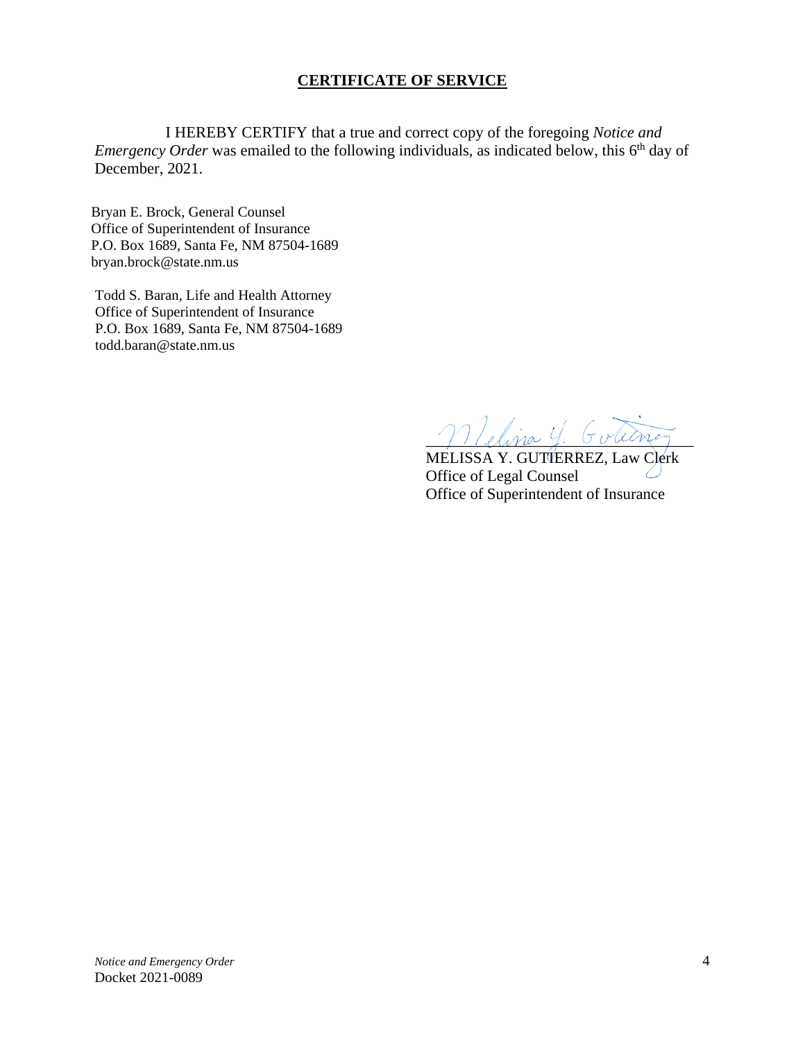**CERTIFICATE OF SERVICE**

I HEREBY CERTIFY that a true and correct copy of the foregoing *Notice and Emergency Order* was emailed to the following individuals, as indicated below, this 6th day of December, 2021.

Bryan E. Brock, General Counsel
Office of Superintendent of Insurance
P.O. Box 1689, Santa Fe, NM 87504-1689
bryan.brock@state.nm.us

Todd S. Baran, Life and Health Attorney
Office of Superintendent of Insurance
P.O. Box 1689, Santa Fe, NM 87504-1689
todd.baran@state.nm.us

MELISSA Y. GUTIERREZ, Law Clerk
Office of Legal Counsel
Office of Superintendent of Insurance

*Notice and Emergency Order*
Docket 2021-0089